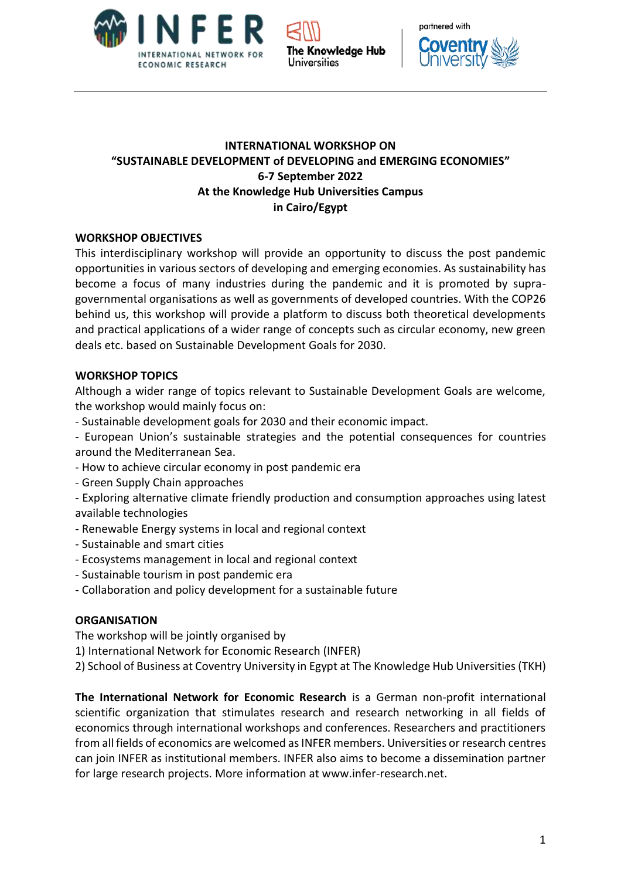# INTERNATIONAL WORKSHOP ON
# "SUSTAINABLE DEVELOPMENT of DEVELOPING and EMERGING ECONOMIES"
## 6-7 September 2022
## At the Knowledge Hub Universities Campus in Cairo/Egypt

## WORKSHOP OBJECTIVES

This interdisciplinary workshop will provide an opportunity to discuss the post pandemic opportunities in various sectors of developing and emerging economies. As sustainability has become a focus of many industries during the pandemic and it is promoted by supra-governmental organisations as well as governments of developed countries. With the COP26 behind us, this workshop will provide a platform to discuss both theoretical developments and practical applications of a wider range of concepts such as circular economy, new green deals etc. based on Sustainable Development Goals for 2030.

## WORKSHOP TOPICS

Although a wider range of topics relevant to Sustainable Development Goals are welcome, the workshop would mainly focus on:

- Sustainable development goals for 2030 and their economic impact.
- European Union's sustainable strategies and the potential consequences for countries around the Mediterranean Sea.
- How to achieve circular economy in post pandemic era
- Green Supply Chain approaches
- Exploring alternative climate friendly production and consumption approaches using latest available technologies
- Renewable Energy systems in local and regional context
- Sustainable and smart cities
- Ecosystems management in local and regional context
- Sustainable tourism in post pandemic era
- Collaboration and policy development for a sustainable future

## ORGANISATION

The workshop will be jointly organised by

1) International Network for Economic Research (INFER)
2) School of Business at Coventry University in Egypt at The Knowledge Hub Universities (TKH)

**The International Network for Economic Research** is a German non-profit international scientific organization that stimulates research and research networking in all fields of economics through international workshops and conferences. Researchers and practitioners from all fields of economics are welcomed as INFER members. Universities or research centres can join INFER as institutional members. INFER also aims to become a dissemination partner for large research projects. More information at www.infer-research.net.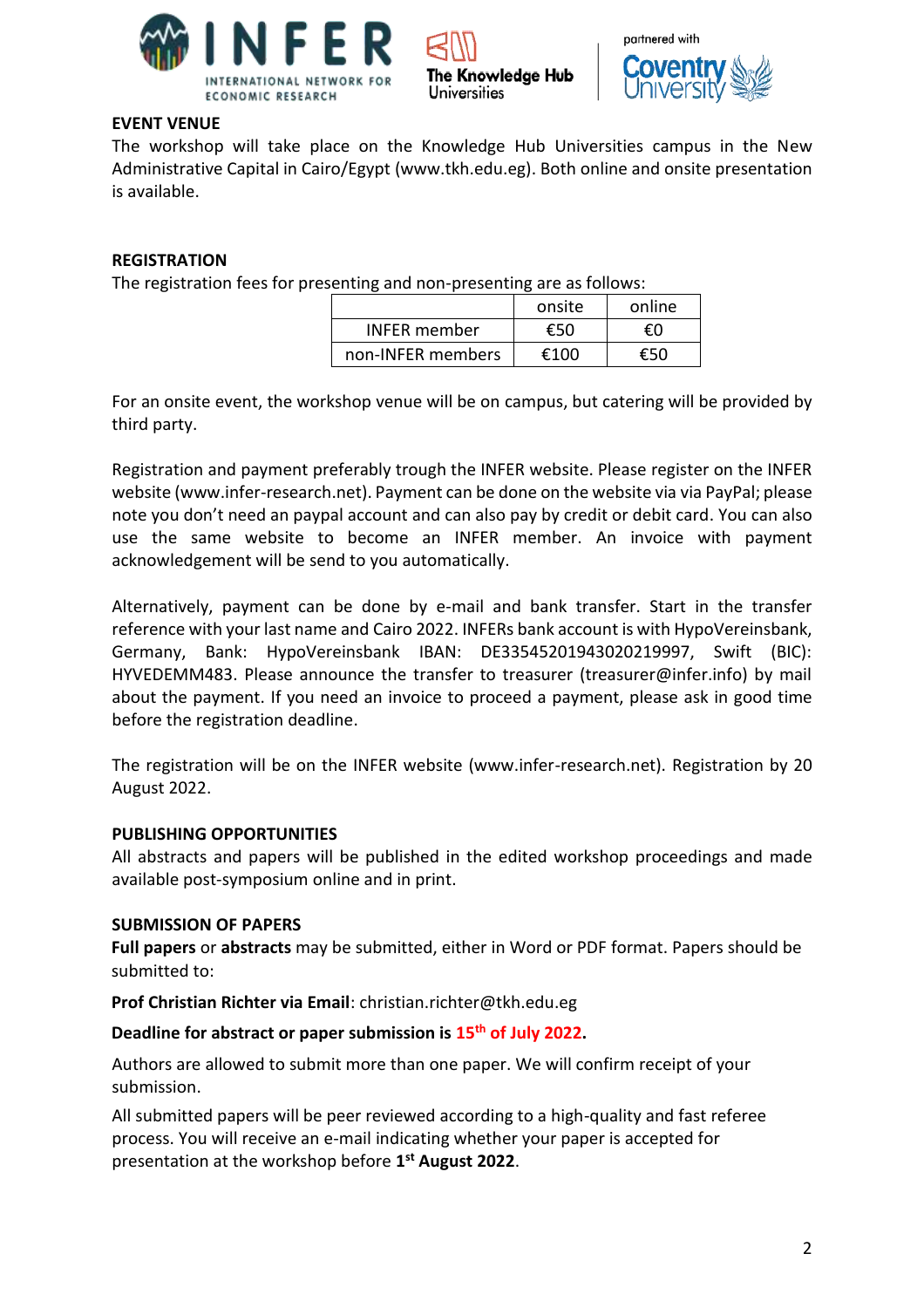## EVENT VENUE

The workshop will take place on the Knowledge Hub Universities campus in the New Administrative Capital in Cairo/Egypt (www.tkh.edu.eg). Both online and onsite presentation is available.

## REGISTRATION

The registration fees for presenting and non-presenting are as follows:

| | onsite | online |
|---|---|---|
| INFER member | €50 | €0 |
| non-INFER members | €100 | €50 |

For an onsite event, the workshop venue will be on campus, but catering will be provided by third party.

Registration and payment preferably trough the INFER website. Please register on the INFER website (www.infer-research.net). Payment can be done on the website via via PayPal; please note you don't need an paypal account and can also pay by credit or debit card. You can also use the same website to become an INFER member. An invoice with payment acknowledgement will be send to you automatically.

Alternatively, payment can be done by e-mail and bank transfer. Start in the transfer reference with your last name and Cairo 2022. INFERs bank account is with HypoVereinsbank, Germany, Bank: HypoVereinsbank IBAN: DE33545201943020219997, Swift (BIC): HYVEDEMM483. Please announce the transfer to treasurer (treasurer@infer.info) by mail about the payment. If you need an invoice to proceed a payment, please ask in good time before the registration deadline.

The registration will be on the INFER website (www.infer-research.net). Registration by 20 August 2022.

## PUBLISHING OPPORTUNITIES

All abstracts and papers will be published in the edited workshop proceedings and made available post-symposium online and in print.

## SUBMISSION OF PAPERS

**Full papers** or **abstracts** may be submitted, either in Word or PDF format. Papers should be submitted to:

**Prof Christian Richter via Email**: christian.richter@tkh.edu.eg

**Deadline for abstract or paper submission is 15th of July 2022.**

Authors are allowed to submit more than one paper. We will confirm receipt of your submission.

All submitted papers will be peer reviewed according to a high-quality and fast referee process. You will receive an e-mail indicating whether your paper is accepted for presentation at the workshop before **1st August 2022**.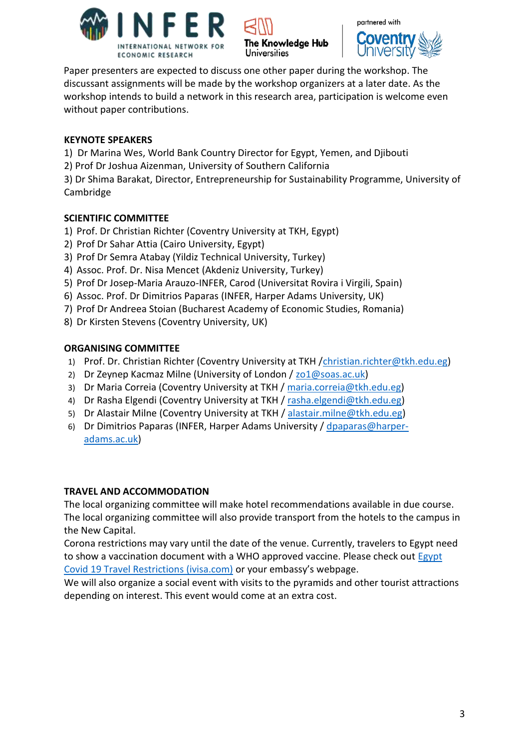Paper presenters are expected to discuss one other paper during the workshop. The discussant assignments will be made by the workshop organizers at a later date. As the workshop intends to build a network in this research area, participation is welcome even without paper contributions.

**KEYNOTE SPEAKERS**

1) Dr Marina Wes, World Bank Country Director for Egypt, Yemen, and Djibouti
2) Prof Dr Joshua Aizenman, University of Southern California
3) Dr Shima Barakat, Director, Entrepreneurship for Sustainability Programme, University of Cambridge

**SCIENTIFIC COMMITTEE**

1) Prof. Dr Christian Richter (Coventry University at TKH, Egypt)
2) Prof Dr Sahar Attia (Cairo University, Egypt)
3) Prof Dr Semra Atabay (Yildiz Technical University, Turkey)
4) Assoc. Prof. Dr. Nisa Mencet (Akdeniz University, Turkey)
5) Prof Dr Josep-Maria Arauzo-INFER, Carod (Universitat Rovira i Virgili, Spain)
6) Assoc. Prof. Dr Dimitrios Paparas (INFER, Harper Adams University, UK)
7) Prof Dr Andreea Stoian (Bucharest Academy of Economic Studies, Romania)
8) Dr Kirsten Stevens (Coventry University, UK)

**ORGANISING COMMITTEE**

1) Prof. Dr. Christian Richter (Coventry University at TKH /christian.richter@tkh.edu.eg)
2) Dr Zeynep Kacmaz Milne (University of London / zo1@soas.ac.uk)
3) Dr Maria Correia (Coventry University at TKH / maria.correia@tkh.edu.eg)
4) Dr Rasha Elgendi (Coventry University at TKH / rasha.elgendi@tkh.edu.eg)
5) Dr Alastair Milne (Coventry University at TKH / alastair.milne@tkh.edu.eg)
6) Dr Dimitrios Paparas (INFER, Harper Adams University / dpaparas@harper-adams.ac.uk)

**TRAVEL AND ACCOMMODATION**

The local organizing committee will make hotel recommendations available in due course. The local organizing committee will also provide transport from the hotels to the campus in the New Capital.
Corona restrictions may vary until the date of the venue. Currently, travelers to Egypt need to show a vaccination document with a WHO approved vaccine. Please check out Egypt Covid 19 Travel Restrictions (ivisa.com) or your embassy's webpage.
We will also organize a social event with visits to the pyramids and other tourist attractions depending on interest. This event would come at an extra cost.